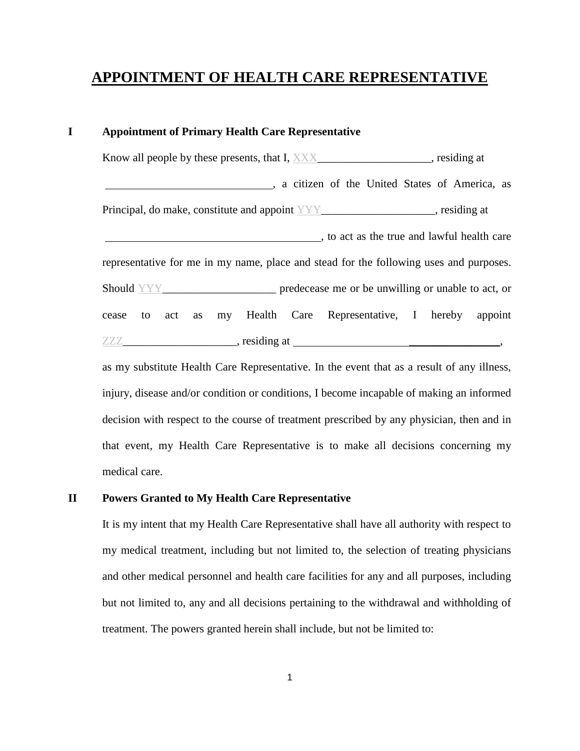# APPOINTMENT OF HEALTH CARE REPRESENTATIVE

**I Appointment of Primary Health Care Representative**

Know all people by these presents, that I, XXX____________________, residing at ______________________________, a citizen of the United States of America, as Principal, do make, constitute and appoint YYY____________________, residing at ______________________________________, to act as the true and lawful health care representative for me in my name, place and stead for the following uses and purposes. Should YYY____________________ predecease me or be unwilling or unable to act, or cease to act as my Health Care Representative, I hereby appoint ZZZ____________________, residing at ____________________________________, as my substitute Health Care Representative. In the event that as a result of any illness, injury, disease and/or condition or conditions, I become incapable of making an informed decision with respect to the course of treatment prescribed by any physician, then and in that event, my Health Care Representative is to make all decisions concerning my medical care.

**II Powers Granted to My Health Care Representative**

It is my intent that my Health Care Representative shall have all authority with respect to my medical treatment, including but not limited to, the selection of treating physicians and other medical personnel and health care facilities for any and all purposes, including but not limited to, any and all decisions pertaining to the withdrawal and withholding of treatment. The powers granted herein shall include, but not be limited to: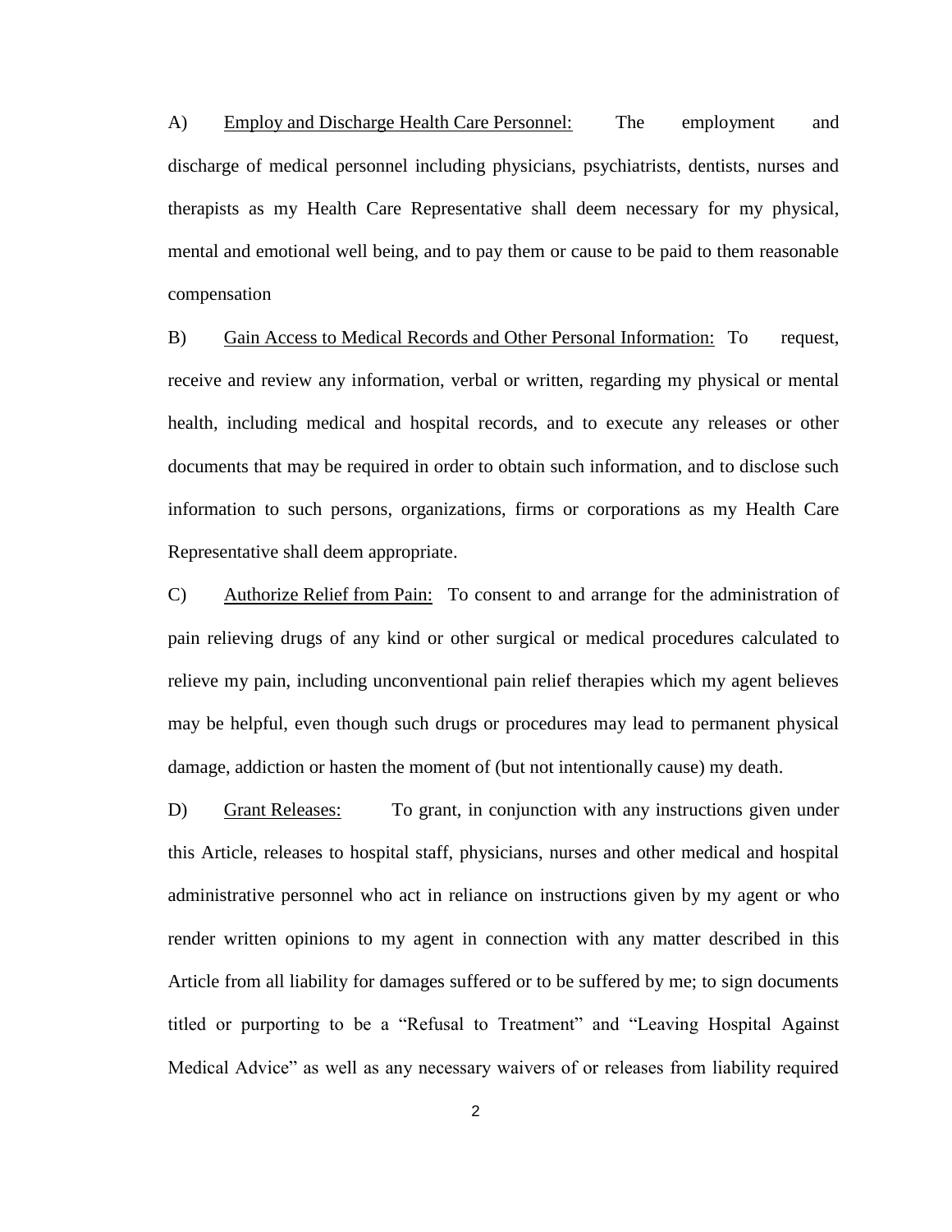A) <u>Employ and Discharge Health Care Personnel:</u> The employment and discharge of medical personnel including physicians, psychiatrists, dentists, nurses and therapists as my Health Care Representative shall deem necessary for my physical, mental and emotional well being, and to pay them or cause to be paid to them reasonable compensation

B) <u>Gain Access to Medical Records and Other Personal Information:</u> To request, receive and review any information, verbal or written, regarding my physical or mental health, including medical and hospital records, and to execute any releases or other documents that may be required in order to obtain such information, and to disclose such information to such persons, organizations, firms or corporations as my Health Care Representative shall deem appropriate.

C) <u>Authorize Relief from Pain:</u> To consent to and arrange for the administration of pain relieving drugs of any kind or other surgical or medical procedures calculated to relieve my pain, including unconventional pain relief therapies which my agent believes may be helpful, even though such drugs or procedures may lead to permanent physical damage, addiction or hasten the moment of (but not intentionally cause) my death.

D) <u>Grant Releases:</u> To grant, in conjunction with any instructions given under this Article, releases to hospital staff, physicians, nurses and other medical and hospital administrative personnel who act in reliance on instructions given by my agent or who render written opinions to my agent in connection with any matter described in this Article from all liability for damages suffered or to be suffered by me; to sign documents titled or purporting to be a "Refusal to Treatment" and "Leaving Hospital Against Medical Advice" as well as any necessary waivers of or releases from liability required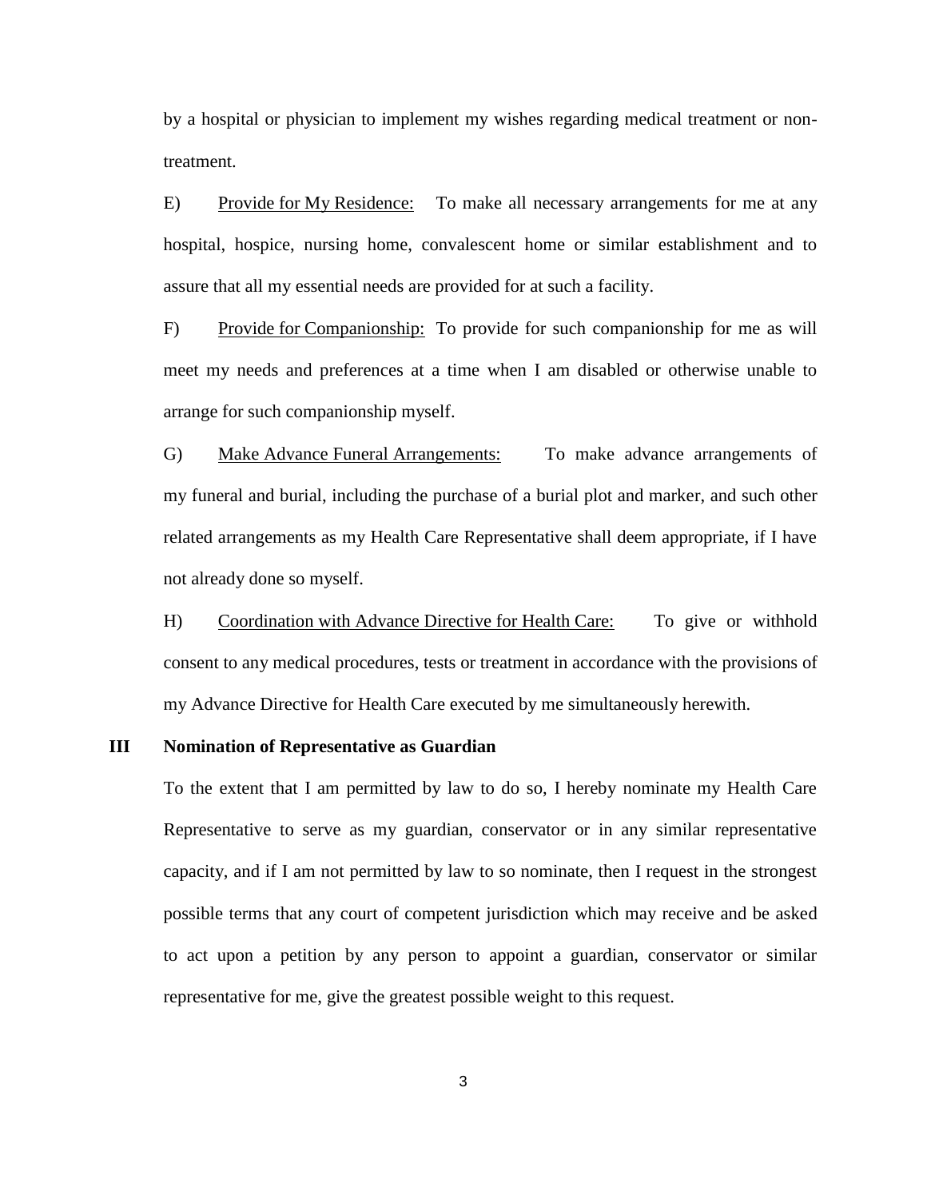by a hospital or physician to implement my wishes regarding medical treatment or non-treatment.

E) Provide for My Residence: To make all necessary arrangements for me at any hospital, hospice, nursing home, convalescent home or similar establishment and to assure that all my essential needs are provided for at such a facility.

F) Provide for Companionship: To provide for such companionship for me as will meet my needs and preferences at a time when I am disabled or otherwise unable to arrange for such companionship myself.

G) Make Advance Funeral Arrangements: To make advance arrangements of my funeral and burial, including the purchase of a burial plot and marker, and such other related arrangements as my Health Care Representative shall deem appropriate, if I have not already done so myself.

H) Coordination with Advance Directive for Health Care: To give or withhold consent to any medical procedures, tests or treatment in accordance with the provisions of my Advance Directive for Health Care executed by me simultaneously herewith.

## III Nomination of Representative as Guardian

To the extent that I am permitted by law to do so, I hereby nominate my Health Care Representative to serve as my guardian, conservator or in any similar representative capacity, and if I am not permitted by law to so nominate, then I request in the strongest possible terms that any court of competent jurisdiction which may receive and be asked to act upon a petition by any person to appoint a guardian, conservator or similar representative for me, give the greatest possible weight to this request.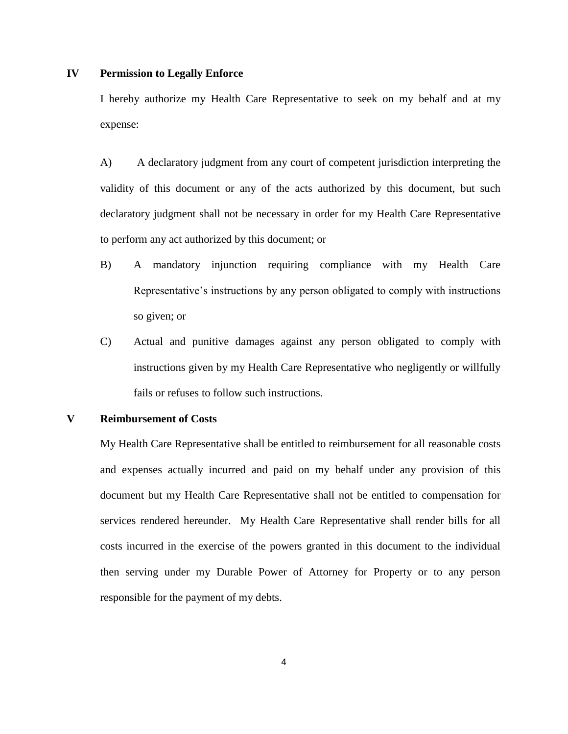## IV Permission to Legally Enforce

I hereby authorize my Health Care Representative to seek on my behalf and at my expense:

A) A declaratory judgment from any court of competent jurisdiction interpreting the validity of this document or any of the acts authorized by this document, but such declaratory judgment shall not be necessary in order for my Health Care Representative to perform any act authorized by this document; or

B) A mandatory injunction requiring compliance with my Health Care Representative's instructions by any person obligated to comply with instructions so given; or

C) Actual and punitive damages against any person obligated to comply with instructions given by my Health Care Representative who negligently or willfully fails or refuses to follow such instructions.

## V Reimbursement of Costs

My Health Care Representative shall be entitled to reimbursement for all reasonable costs and expenses actually incurred and paid on my behalf under any provision of this document but my Health Care Representative shall not be entitled to compensation for services rendered hereunder. My Health Care Representative shall render bills for all costs incurred in the exercise of the powers granted in this document to the individual then serving under my Durable Power of Attorney for Property or to any person responsible for the payment of my debts.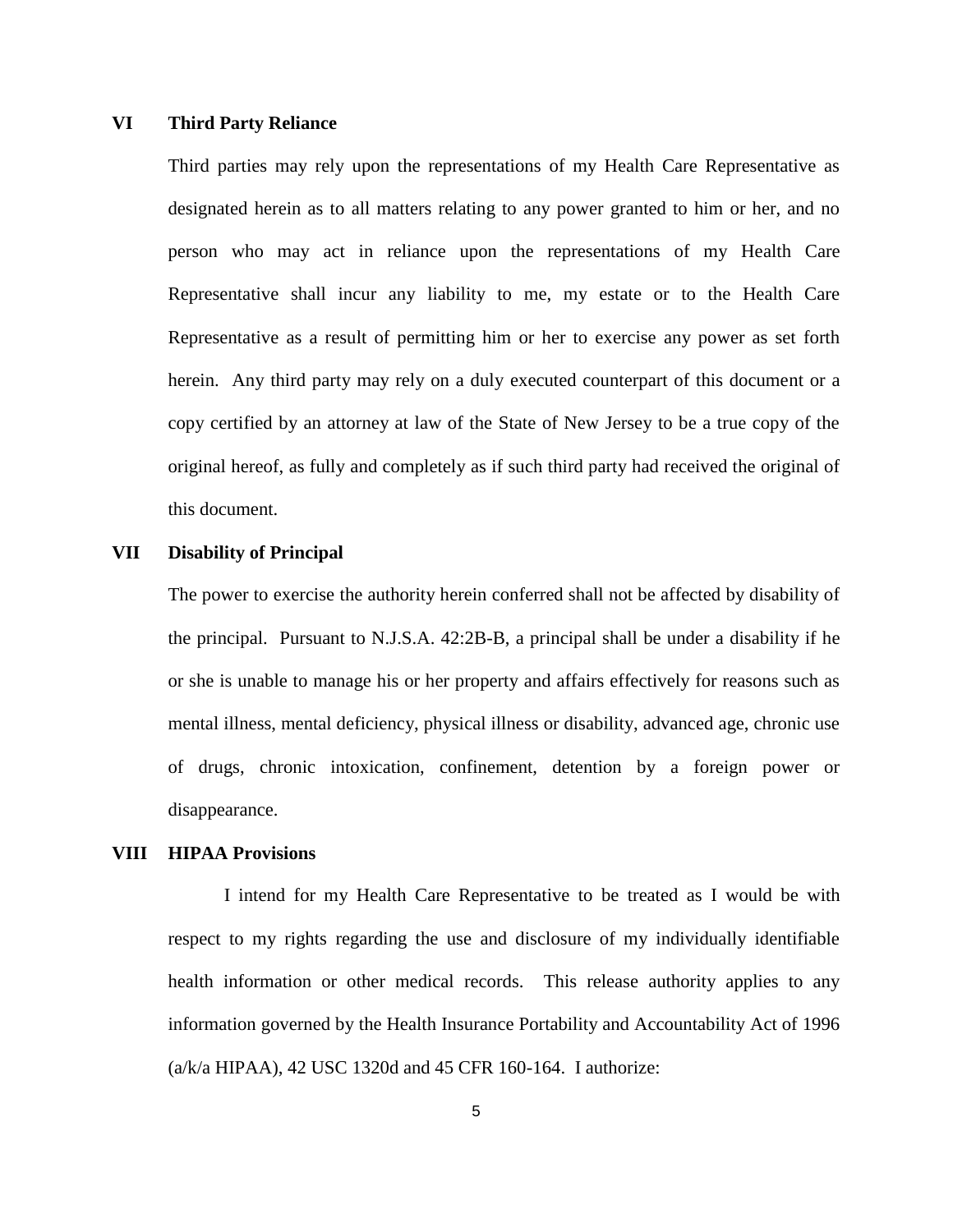## VI Third Party Reliance

Third parties may rely upon the representations of my Health Care Representative as designated herein as to all matters relating to any power granted to him or her, and no person who may act in reliance upon the representations of my Health Care Representative shall incur any liability to me, my estate or to the Health Care Representative as a result of permitting him or her to exercise any power as set forth herein. Any third party may rely on a duly executed counterpart of this document or a copy certified by an attorney at law of the State of New Jersey to be a true copy of the original hereof, as fully and completely as if such third party had received the original of this document.

## VII Disability of Principal

The power to exercise the authority herein conferred shall not be affected by disability of the principal. Pursuant to N.J.S.A. 42:2B-B, a principal shall be under a disability if he or she is unable to manage his or her property and affairs effectively for reasons such as mental illness, mental deficiency, physical illness or disability, advanced age, chronic use of drugs, chronic intoxication, confinement, detention by a foreign power or disappearance.

## VIII HIPAA Provisions

I intend for my Health Care Representative to be treated as I would be with respect to my rights regarding the use and disclosure of my individually identifiable health information or other medical records. This release authority applies to any information governed by the Health Insurance Portability and Accountability Act of 1996 (a/k/a HIPAA), 42 USC 1320d and 45 CFR 160-164. I authorize: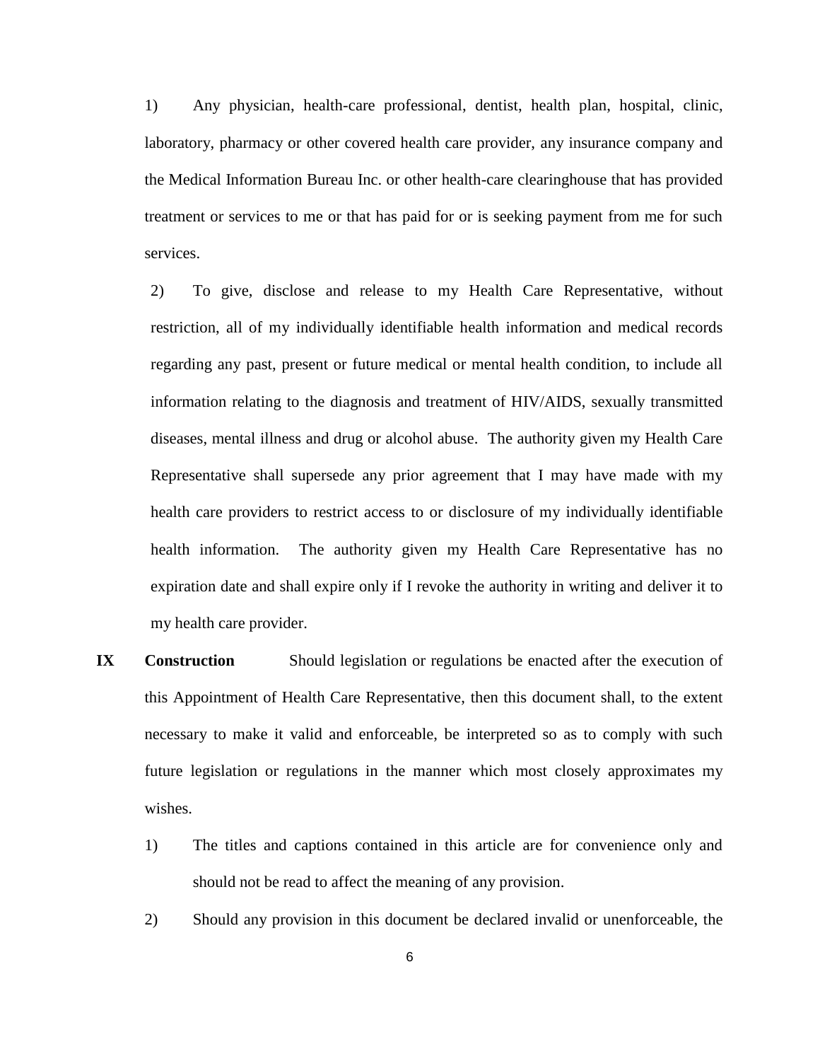1) Any physician, health-care professional, dentist, health plan, hospital, clinic, laboratory, pharmacy or other covered health care provider, any insurance company and the Medical Information Bureau Inc. or other health-care clearinghouse that has provided treatment or services to me or that has paid for or is seeking payment from me for such services.

2) To give, disclose and release to my Health Care Representative, without restriction, all of my individually identifiable health information and medical records regarding any past, present or future medical or mental health condition, to include all information relating to the diagnosis and treatment of HIV/AIDS, sexually transmitted diseases, mental illness and drug or alcohol abuse. The authority given my Health Care Representative shall supersede any prior agreement that I may have made with my health care providers to restrict access to or disclosure of my individually identifiable health information. The authority given my Health Care Representative has no expiration date and shall expire only if I revoke the authority in writing and deliver it to my health care provider.

**IX Construction** Should legislation or regulations be enacted after the execution of this Appointment of Health Care Representative, then this document shall, to the extent necessary to make it valid and enforceable, be interpreted so as to comply with such future legislation or regulations in the manner which most closely approximates my wishes.

1) The titles and captions contained in this article are for convenience only and should not be read to affect the meaning of any provision.

2) Should any provision in this document be declared invalid or unenforceable, the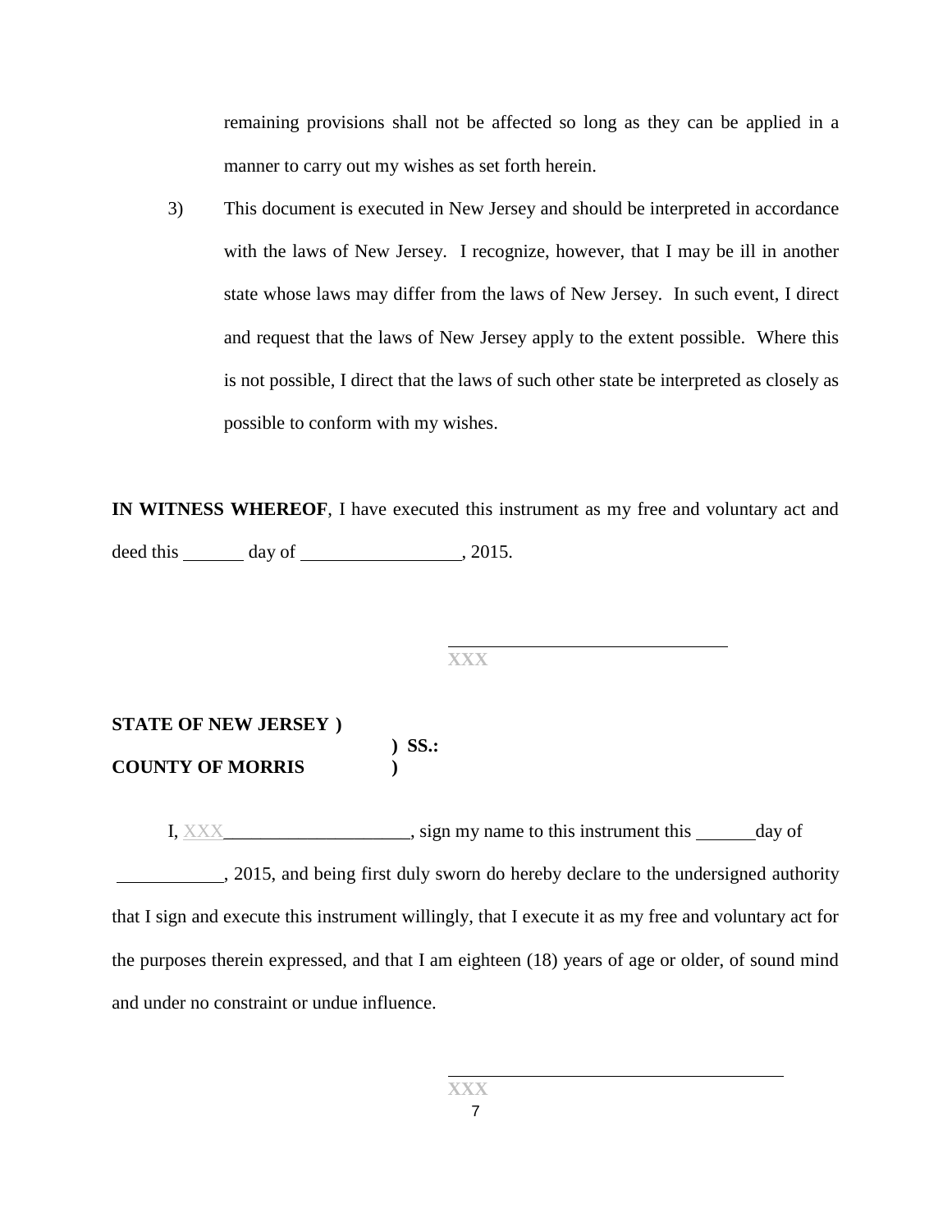remaining provisions shall not be affected so long as they can be applied in a manner to carry out my wishes as set forth herein.

3) This document is executed in New Jersey and should be interpreted in accordance with the laws of New Jersey. I recognize, however, that I may be ill in another state whose laws may differ from the laws of New Jersey. In such event, I direct and request that the laws of New Jersey apply to the extent possible. Where this is not possible, I direct that the laws of such other state be interpreted as closely as possible to conform with my wishes.

**IN WITNESS WHEREOF**, I have executed this instrument as my free and voluntary act and deed this _______ day of _________________, 2015.

_______________________________
XXX

**STATE OF NEW JERSEY )**
**) SS.:**
**COUNTY OF MORRIS )**

I, XXX____________________, sign my name to this instrument this ______day of ___________, 2015, and being first duly sworn do hereby declare to the undersigned authority that I sign and execute this instrument willingly, that I execute it as my free and voluntary act for the purposes therein expressed, and that I am eighteen (18) years of age or older, of sound mind and under no constraint or undue influence.

_____________________________________
XXX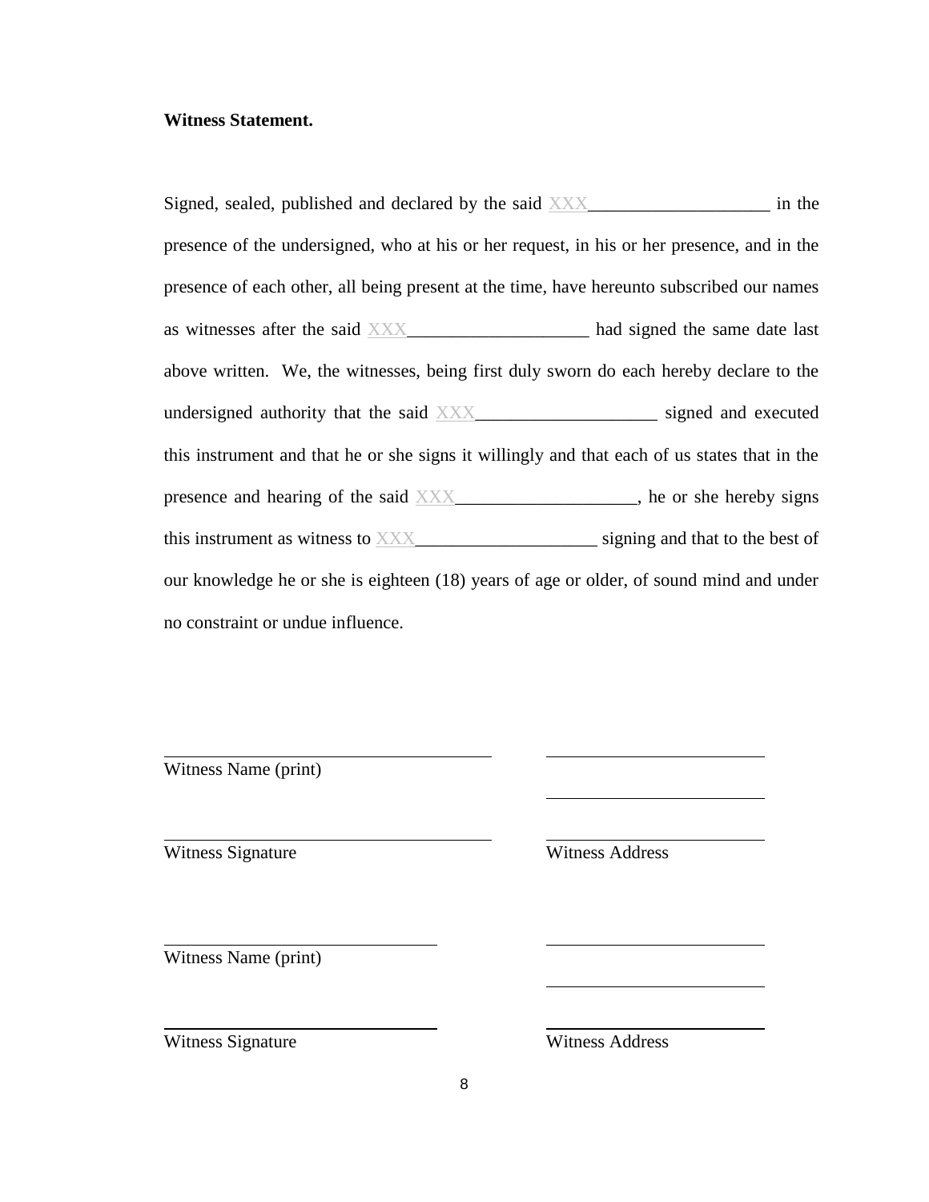**Witness Statement.**

Signed, sealed, published and declared by the said XXX____________________ in the presence of the undersigned, who at his or her request, in his or her presence, and in the presence of each other, all being present at the time, have hereunto subscribed our names as witnesses after the said XXX____________________ had signed the same date last above written. We, the witnesses, being first duly sworn do each hereby declare to the undersigned authority that the said XXX____________________ signed and executed this instrument and that he or she signs it willingly and that each of us states that in the presence and hearing of the said XXX____________________, he or she hereby signs this instrument as witness to XXX____________________ signing and that to the best of our knowledge he or she is eighteen (18) years of age or older, of sound mind and under no constraint or undue influence.

______________________________ ______________________________
Witness Name (print)

______________________________

______________________________ ______________________________
Witness Signature Witness Address

______________________________ ______________________________
Witness Name (print)

______________________________

______________________________ ______________________________
Witness Signature Witness Address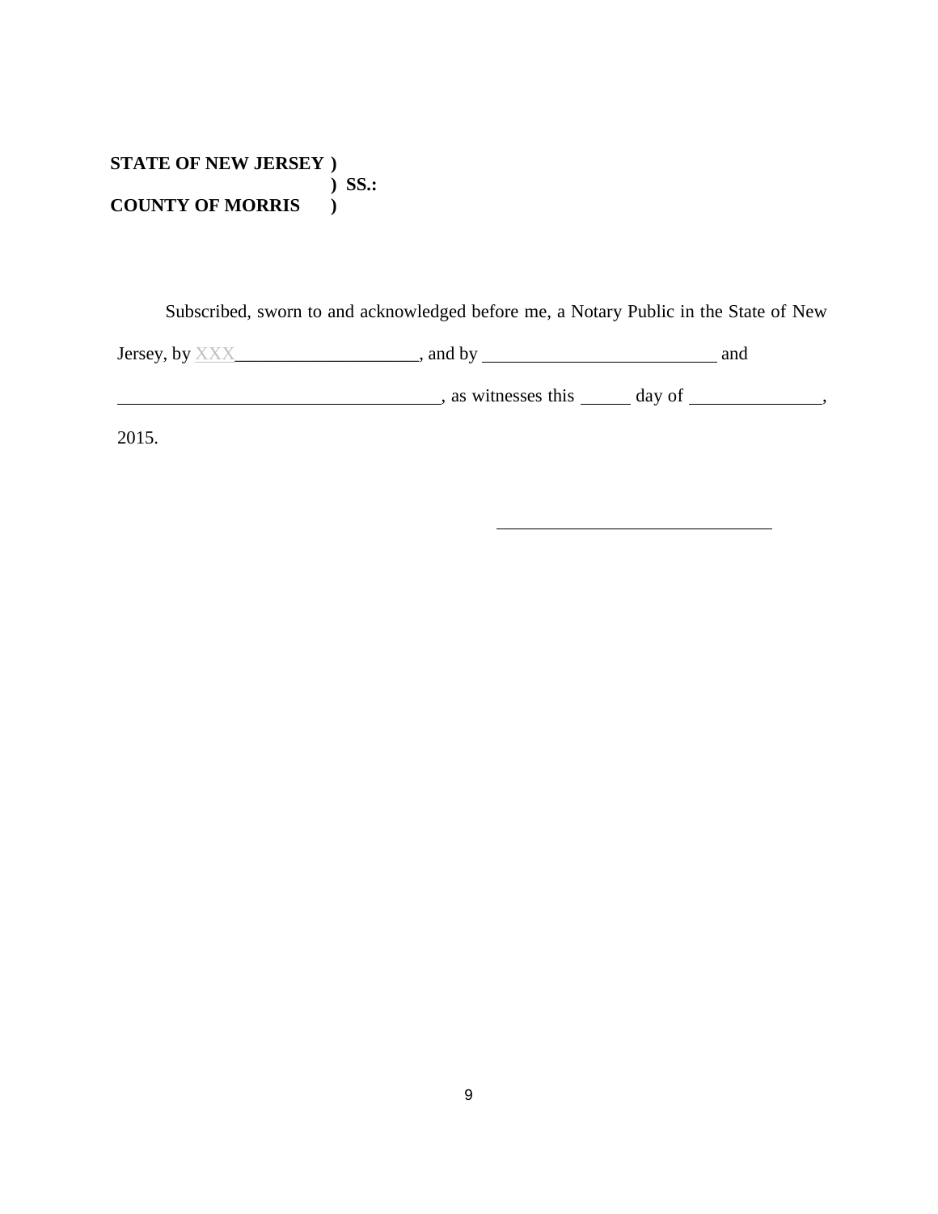**STATE OF NEW JERSEY )**
**) SS.:**
**COUNTY OF MORRIS )**

Subscribed, sworn to and acknowledged before me, a Notary Public in the State of New Jersey, by XXX____________________, and by __________________________ and ___________________________________, as witnesses this _____ day of ______________, 2015.

______________________________